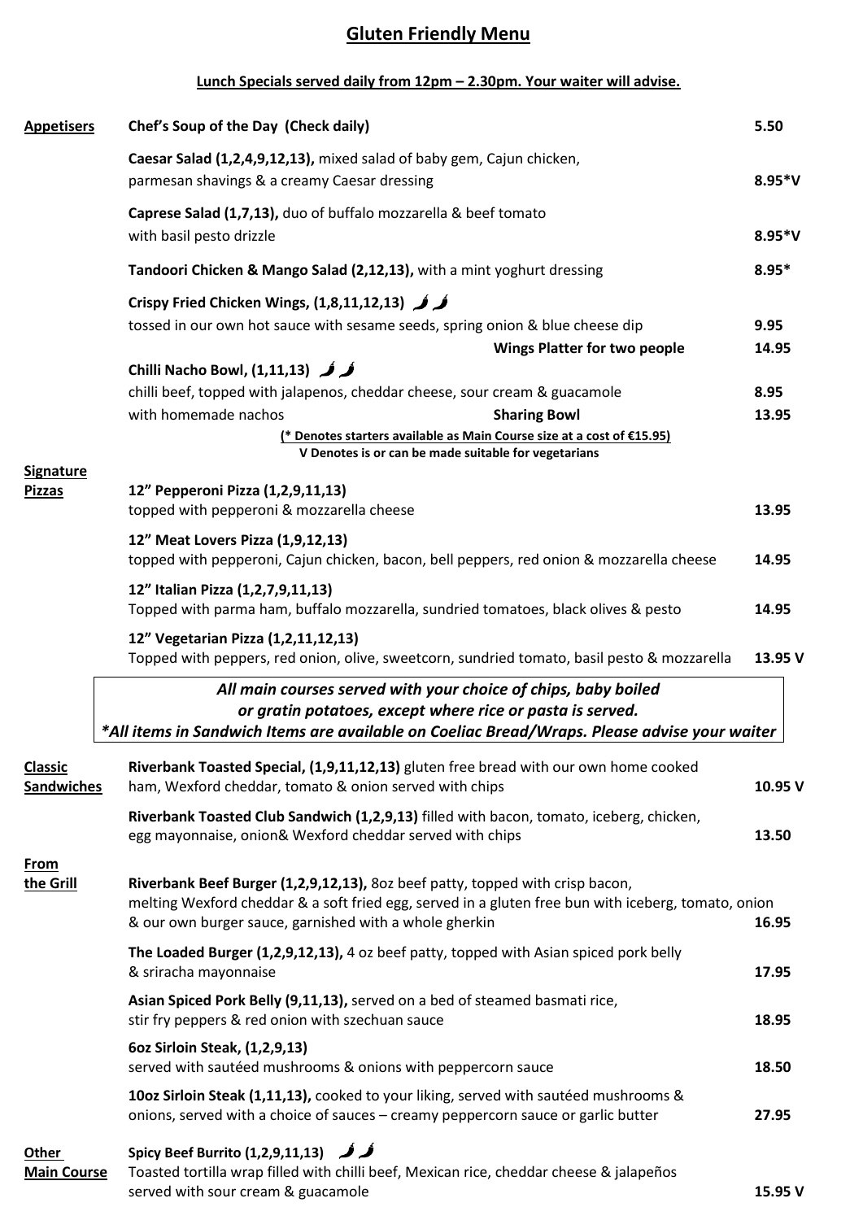# Gluten Friendly Menu

**Lunch Specials served daily from 12pm – 2.30pm. Your waiter will advise.**

## Appetisers

| Item | Price |
|---|---|
| **Chef's Soup of the Day (Check daily)** | 5.50 |
| **Caesar Salad (1,2,4,9,12,13),** mixed salad of baby gem, Cajun chicken, parmesan shavings & a creamy Caesar dressing | 8.95*V |
| **Caprese Salad (1,7,13),** duo of buffalo mozzarella & beef tomato with basil pesto drizzle | 8.95*V |
| **Tandoori Chicken & Mango Salad (2,12,13),** with a mint yoghurt dressing | 8.95* |
| **Crispy Fried Chicken Wings, (1,8,11,12,13)** 🌶🌶 tossed in our own hot sauce with sesame seeds, spring onion & blue cheese dip | 9.95 |
| **Wings Platter for two people** | 14.95 |
| **Chilli Nacho Bowl, (1,11,13)** 🌶🌶 chilli beef, topped with jalapenos, cheddar cheese, sour cream & guacamole with homemade nachos | 8.95 |
| **Sharing Bowl** | 13.95 |

**(* Denotes starters available as Main Course size at a cost of €15.95)**
**V Denotes is or can be made suitable for vegetarians**

## Signature Pizzas

| Item | Price |
|---|---|
| **12" Pepperoni Pizza (1,2,9,11,13)** topped with pepperoni & mozzarella cheese | 13.95 |
| **12" Meat Lovers Pizza (1,9,12,13)** topped with pepperoni, Cajun chicken, bacon, bell peppers, red onion & mozzarella cheese | 14.95 |
| **12" Italian Pizza (1,2,7,9,11,13)** Topped with parma ham, buffalo mozzarella, sundried tomatoes, black olives & pesto | 14.95 |
| **12" Vegetarian Pizza (1,2,11,12,13)** Topped with peppers, red onion, olive, sweetcorn, sundried tomato, basil pesto & mozzarella | 13.95 V |

***All main courses served with your choice of chips, baby boiled or gratin potatoes, except where rice or pasta is served.***
****All items in Sandwich Items are available on Coeliac Bread/Wraps. Please advise your waiter***

## Classic Sandwiches

| Item | Price |
|---|---|
| **Riverbank Toasted Special, (1,9,11,12,13)** gluten free bread with our own home cooked ham, Wexford cheddar, tomato & onion served with chips | 10.95 V |
| **Riverbank Toasted Club Sandwich (1,2,9,13)** filled with bacon, tomato, iceberg, chicken, egg mayonnaise, onion& Wexford cheddar served with chips | 13.50 |

## From the Grill

| Item | Price |
|---|---|
| **Riverbank Beef Burger (1,2,9,12,13),** 8oz beef patty, topped with crisp bacon, melting Wexford cheddar & a soft fried egg, served in a gluten free bun with iceberg, tomato, onion & our own burger sauce, garnished with a whole gherkin | 16.95 |
| **The Loaded Burger (1,2,9,12,13),** 4 oz beef patty, topped with Asian spiced pork belly & sriracha mayonnaise | 17.95 |
| **Asian Spiced Pork Belly (9,11,13),** served on a bed of steamed basmati rice, stir fry peppers & red onion with szechuan sauce | 18.95 |
| **6oz Sirloin Steak, (1,2,9,13)** served with sautéed mushrooms & onions with peppercorn sauce | 18.50 |
| **10oz Sirloin Steak (1,11,13),** cooked to your liking, served with sautéed mushrooms & onions, served with a choice of sauces – creamy peppercorn sauce or garlic butter | 27.95 |

## Other Main Course

| Item | Price |
|---|---|
| **Spicy Beef Burrito (1,2,9,11,13)** 🌶🌶 Toasted tortilla wrap filled with chilli beef, Mexican rice, cheddar cheese & jalapeños served with sour cream & guacamole | 15.95 V |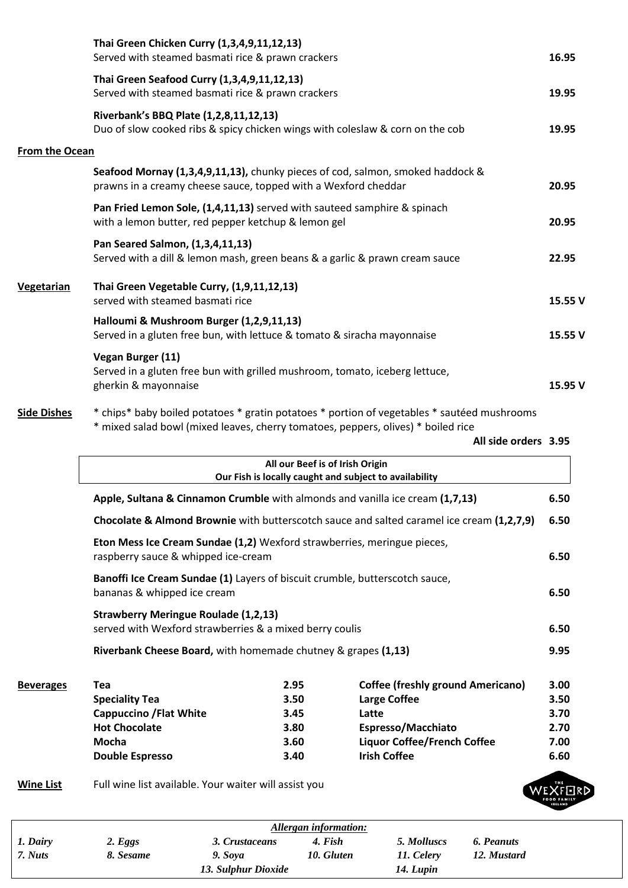**Thai Green Chicken Curry (1,3,4,9,11,12,13)**
Served with steamed basmati rice & prawn crackers — **16.95**

**Thai Green Seafood Curry (1,3,4,9,11,12,13)**
Served with steamed basmati rice & prawn crackers — **19.95**

**Riverbank's BBQ Plate (1,2,8,11,12,13)**
Duo of slow cooked ribs & spicy chicken wings with coleslaw & corn on the cob — **19.95**

## From the Ocean

**Seafood Mornay (1,3,4,9,11,13),** chunky pieces of cod, salmon, smoked haddock & prawns in a creamy cheese sauce, topped with a Wexford cheddar — **20.95**

**Pan Fried Lemon Sole, (1,4,11,13)** served with sauteed samphire & spinach with a lemon butter, red pepper ketchup & lemon gel — **20.95**

**Pan Seared Salmon, (1,3,4,11,13)**
Served with a dill & lemon mash, green beans & a garlic & prawn cream sauce — **22.95**

## Vegetarian

**Thai Green Vegetable Curry, (1,9,11,12,13)**
served with steamed basmati rice — **15.55 V**

**Halloumi & Mushroom Burger (1,2,9,11,13)**
Served in a gluten free bun, with lettuce & tomato & siracha mayonnaise — **15.55 V**

**Vegan Burger (11)**
Served in a gluten free bun with grilled mushroom, tomato, iceberg lettuce, gherkin & mayonnaise — **15.95 V**

## Side Dishes

* chips* baby boiled potatoes * gratin potatoes * portion of vegetables * sautéed mushrooms * mixed salad bowl (mixed leaves, cherry tomatoes, peppers, olives) * boiled rice

**All side orders 3.95**

**All our Beef is of Irish Origin**
**Our Fish is locally caught and subject to availability**

**Apple, Sultana & Cinnamon Crumble** with almonds and vanilla ice cream **(1,7,13)** — **6.50**

**Chocolate & Almond Brownie** with butterscotch sauce and salted caramel ice cream **(1,2,7,9)** — **6.50**

**Eton Mess Ice Cream Sundae (1,2)** Wexford strawberries, meringue pieces, raspberry sauce & whipped ice-cream — **6.50**

**Banoffi Ice Cream Sundae (1)** Layers of biscuit crumble, butterscotch sauce, bananas & whipped ice cream — **6.50**

**Strawberry Meringue Roulade (1,2,13)**
served with Wexford strawberries & a mixed berry coulis — **6.50**

**Riverbank Cheese Board,** with homemade chutney & grapes **(1,13)** — **9.95**

## Beverages

| | | | |
|---|---|---|---|
| **Tea** | **2.95** | **Coffee (freshly ground Americano)** | **3.00** |
| **Speciality Tea** | **3.50** | **Large Coffee** | **3.50** |
| **Cappuccino /Flat White** | **3.45** | **Latte** | **3.70** |
| **Hot Chocolate** | **3.80** | **Espresso/Macchiato** | **2.70** |
| **Mocha** | **3.60** | **Liquor Coffee/French Coffee** | **7.00** |
| **Double Espresso** | **3.40** | **Irish Coffee** | **6.60** |

## Wine List

Full wine list available. Your waiter will assist you

THE WEXFORD FOOD FAMILY IRELAND

*Allergan information:*

| | | | | | |
|---|---|---|---|---|---|
| *1. Dairy* | *2. Eggs* | *3. Crustaceans* | *4. Fish* | *5. Molluscs* | *6. Peanuts* |
| *7. Nuts* | *8. Sesame* | *9. Soya* | *10. Gluten* | *11. Celery* | *12. Mustard* |
| | | *13. Sulphur Dioxide* | | *14. Lupin* | |